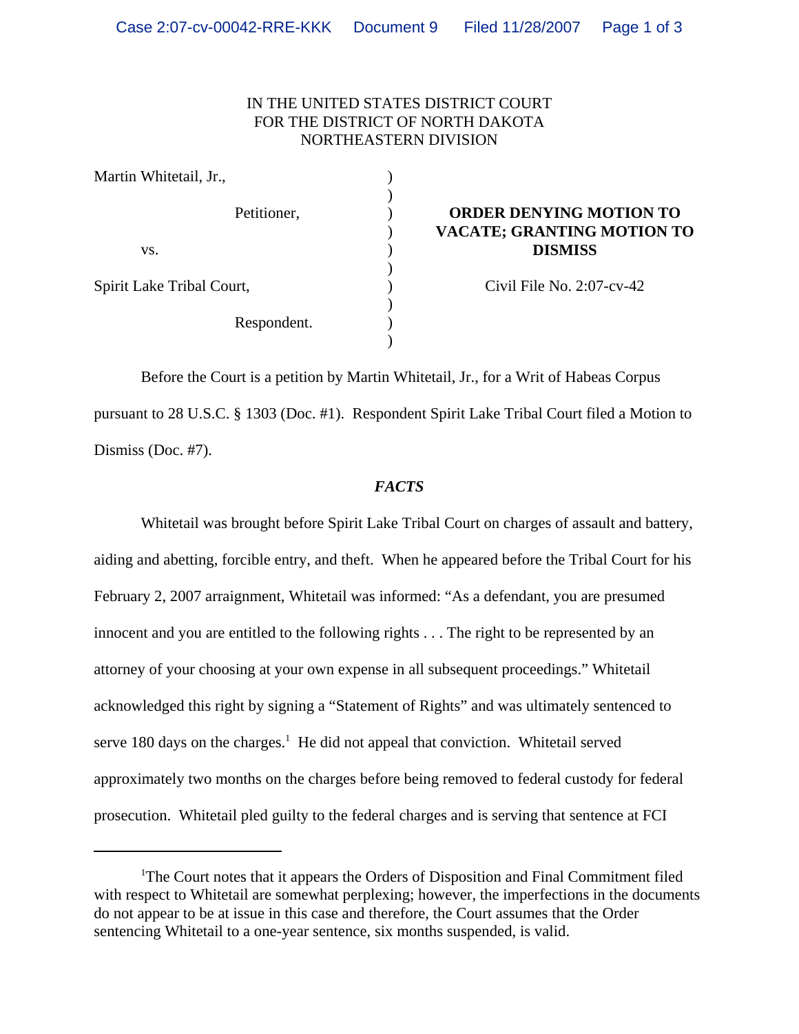IN THE UNITED STATES DISTRICT COURT
FOR THE DISTRICT OF NORTH DAKOTA
NORTHEASTERN DIVISION

| | |
|---|---|
| Martin Whitetail, Jr., Petitioner, vs. Spirit Lake Tribal Court, Respondent. | **ORDER DENYING MOTION TO VACATE; GRANTING MOTION TO DISMISS** Civil File No. 2:07-cv-42 |

Before the Court is a petition by Martin Whitetail, Jr., for a Writ of Habeas Corpus pursuant to 28 U.S.C. § 1303 (Doc. #1). Respondent Spirit Lake Tribal Court filed a Motion to Dismiss (Doc. #7).

## *FACTS*

Whitetail was brought before Spirit Lake Tribal Court on charges of assault and battery, aiding and abetting, forcible entry, and theft. When he appeared before the Tribal Court for his February 2, 2007 arraignment, Whitetail was informed: "As a defendant, you are presumed innocent and you are entitled to the following rights . . . The right to be represented by an attorney of your choosing at your own expense in all subsequent proceedings." Whitetail acknowledged this right by signing a "Statement of Rights" and was ultimately sentenced to serve 180 days on the charges.[1] He did not appeal that conviction. Whitetail served approximately two months on the charges before being removed to federal custody for federal prosecution. Whitetail pled guilty to the federal charges and is serving that sentence at FCI

[1]The Court notes that it appears the Orders of Disposition and Final Commitment filed with respect to Whitetail are somewhat perplexing; however, the imperfections in the documents do not appear to be at issue in this case and therefore, the Court assumes that the Order sentencing Whitetail to a one-year sentence, six months suspended, is valid.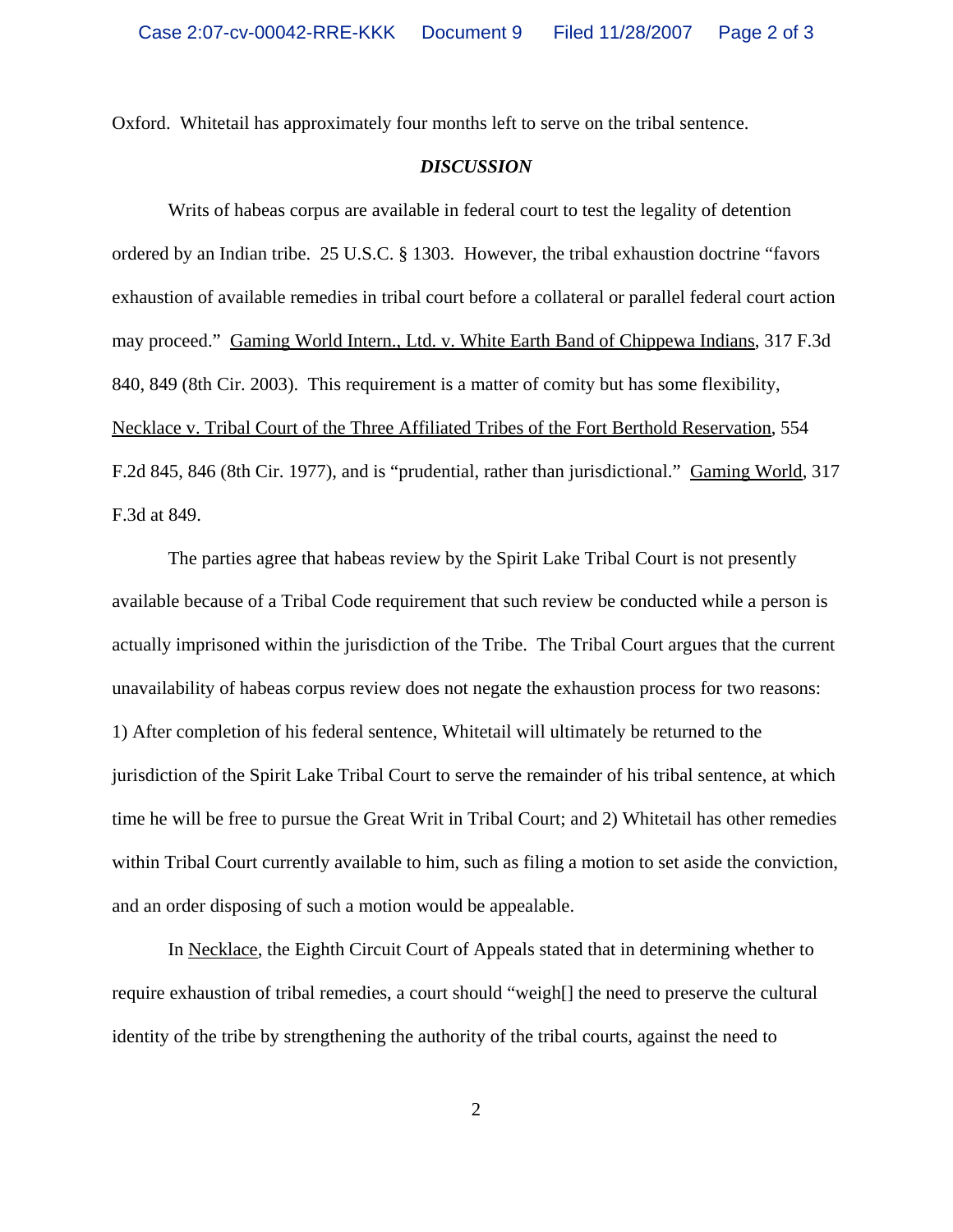Oxford. Whitetail has approximately four months left to serve on the tribal sentence.

## *DISCUSSION*

Writs of habeas corpus are available in federal court to test the legality of detention ordered by an Indian tribe. 25 U.S.C. § 1303. However, the tribal exhaustion doctrine "favors exhaustion of available remedies in tribal court before a collateral or parallel federal court action may proceed." Gaming World Intern., Ltd. v. White Earth Band of Chippewa Indians, 317 F.3d 840, 849 (8th Cir. 2003). This requirement is a matter of comity but has some flexibility, Necklace v. Tribal Court of the Three Affiliated Tribes of the Fort Berthold Reservation, 554 F.2d 845, 846 (8th Cir. 1977), and is "prudential, rather than jurisdictional." Gaming World, 317 F.3d at 849.

The parties agree that habeas review by the Spirit Lake Tribal Court is not presently available because of a Tribal Code requirement that such review be conducted while a person is actually imprisoned within the jurisdiction of the Tribe. The Tribal Court argues that the current unavailability of habeas corpus review does not negate the exhaustion process for two reasons: 1) After completion of his federal sentence, Whitetail will ultimately be returned to the jurisdiction of the Spirit Lake Tribal Court to serve the remainder of his tribal sentence, at which time he will be free to pursue the Great Writ in Tribal Court; and 2) Whitetail has other remedies within Tribal Court currently available to him, such as filing a motion to set aside the conviction, and an order disposing of such a motion would be appealable.

In Necklace, the Eighth Circuit Court of Appeals stated that in determining whether to require exhaustion of tribal remedies, a court should "weigh[] the need to preserve the cultural identity of the tribe by strengthening the authority of the tribal courts, against the need to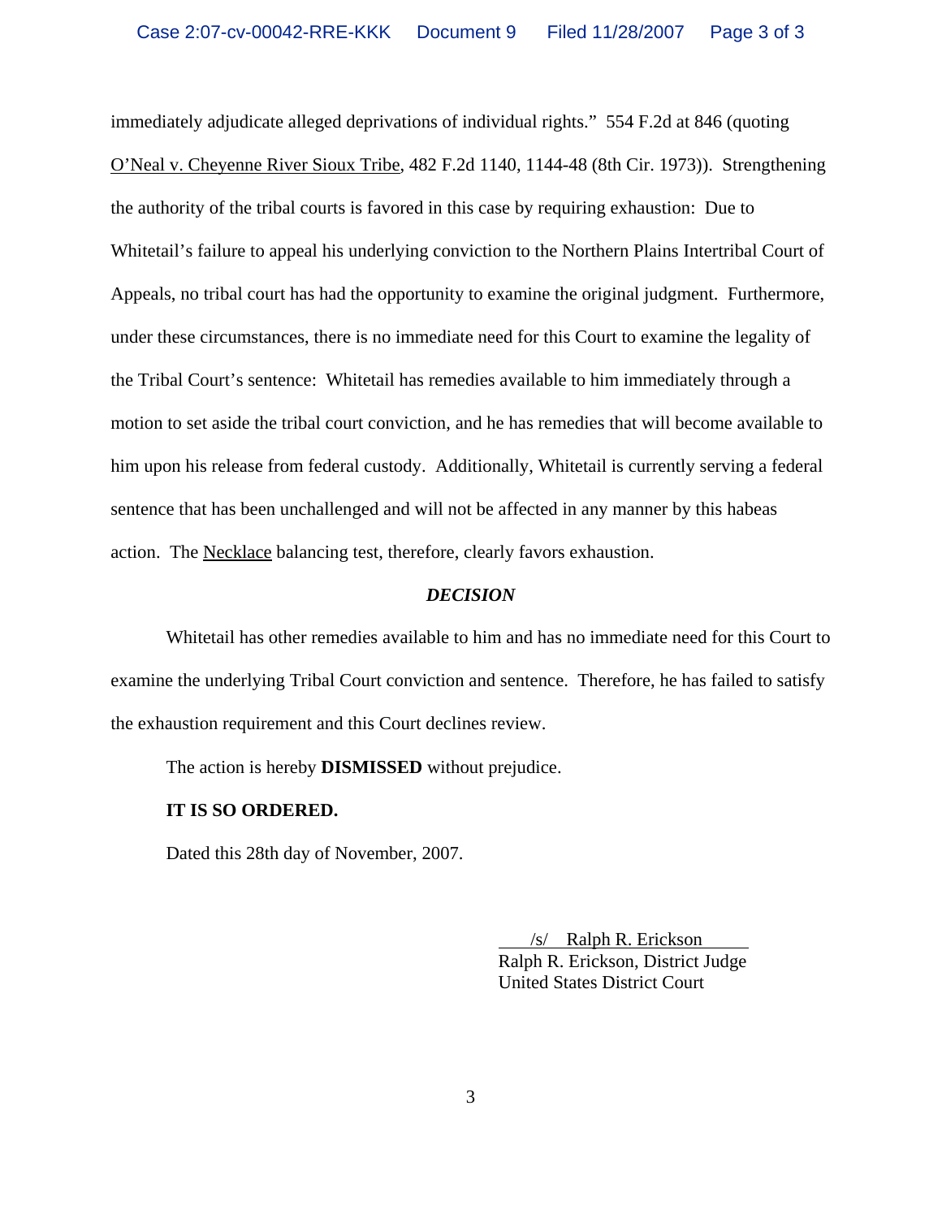immediately adjudicate alleged deprivations of individual rights." 554 F.2d at 846 (quoting O'Neal v. Cheyenne River Sioux Tribe, 482 F.2d 1140, 1144-48 (8th Cir. 1973)). Strengthening the authority of the tribal courts is favored in this case by requiring exhaustion: Due to Whitetail's failure to appeal his underlying conviction to the Northern Plains Intertribal Court of Appeals, no tribal court has had the opportunity to examine the original judgment. Furthermore, under these circumstances, there is no immediate need for this Court to examine the legality of the Tribal Court's sentence: Whitetail has remedies available to him immediately through a motion to set aside the tribal court conviction, and he has remedies that will become available to him upon his release from federal custody. Additionally, Whitetail is currently serving a federal sentence that has been unchallenged and will not be affected in any manner by this habeas action. The Necklace balancing test, therefore, clearly favors exhaustion.

### *DECISION*

Whitetail has other remedies available to him and has no immediate need for this Court to examine the underlying Tribal Court conviction and sentence. Therefore, he has failed to satisfy the exhaustion requirement and this Court declines review.

The action is hereby **DISMISSED** without prejudice.

**IT IS SO ORDERED.**

Dated this 28th day of November, 2007.

/s/ Ralph R. Erickson
Ralph R. Erickson, District Judge
United States District Court